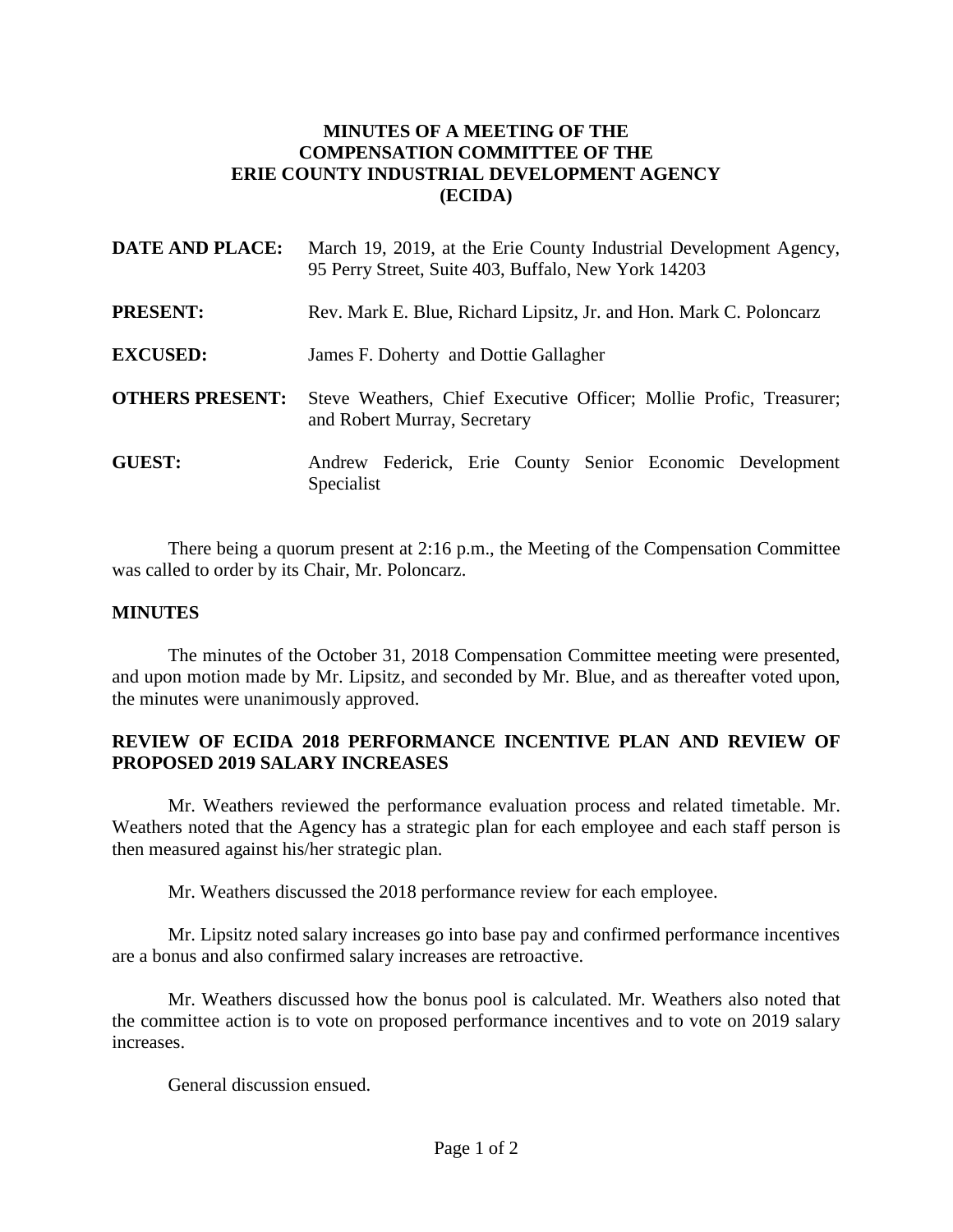# MINUTES OF A MEETING OF THE COMPENSATION COMMITTEE OF THE ERIE COUNTY INDUSTRIAL DEVELOPMENT AGENCY (ECIDA)

**DATE AND PLACE:** March 19, 2019, at the Erie County Industrial Development Agency, 95 Perry Street, Suite 403, Buffalo, New York 14203

**PRESENT:** Rev. Mark E. Blue, Richard Lipsitz, Jr. and Hon. Mark C. Poloncarz

**EXCUSED:** James F. Doherty and Dottie Gallagher

**OTHERS PRESENT:** Steve Weathers, Chief Executive Officer; Mollie Profic, Treasurer; and Robert Murray, Secretary

**GUEST:** Andrew Federick, Erie County Senior Economic Development Specialist

There being a quorum present at 2:16 p.m., the Meeting of the Compensation Committee was called to order by its Chair, Mr. Poloncarz.

## MINUTES

The minutes of the October 31, 2018 Compensation Committee meeting were presented, and upon motion made by Mr. Lipsitz, and seconded by Mr. Blue, and as thereafter voted upon, the minutes were unanimously approved.

## REVIEW OF ECIDA 2018 PERFORMANCE INCENTIVE PLAN AND REVIEW OF PROPOSED 2019 SALARY INCREASES

Mr. Weathers reviewed the performance evaluation process and related timetable. Mr. Weathers noted that the Agency has a strategic plan for each employee and each staff person is then measured against his/her strategic plan.

Mr. Weathers discussed the 2018 performance review for each employee.

Mr. Lipsitz noted salary increases go into base pay and confirmed performance incentives are a bonus and also confirmed salary increases are retroactive.

Mr. Weathers discussed how the bonus pool is calculated. Mr. Weathers also noted that the committee action is to vote on proposed performance incentives and to vote on 2019 salary increases.

General discussion ensued.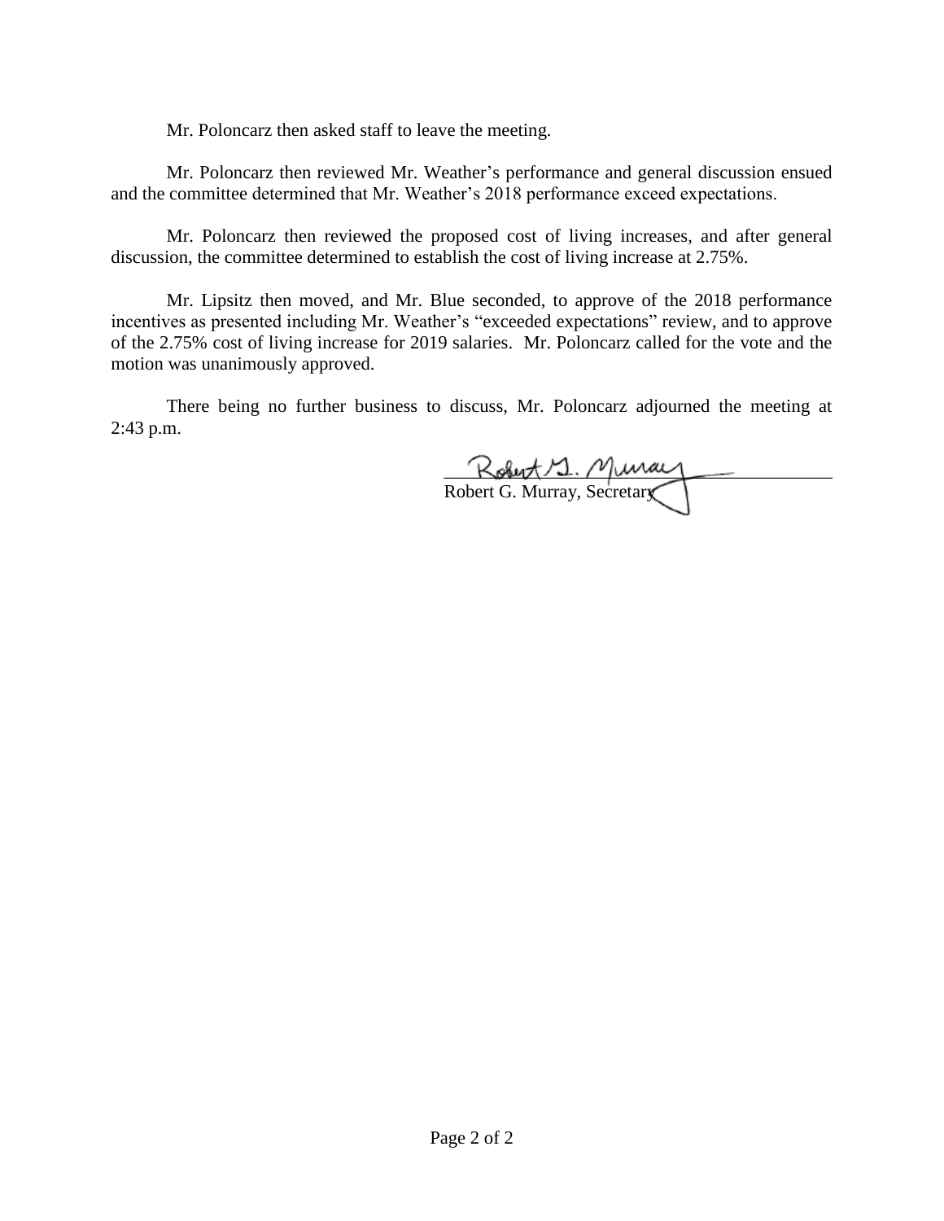Mr. Poloncarz then asked staff to leave the meeting.

Mr. Poloncarz then reviewed Mr. Weather's performance and general discussion ensued and the committee determined that Mr. Weather's 2018 performance exceed expectations.

Mr. Poloncarz then reviewed the proposed cost of living increases, and after general discussion, the committee determined to establish the cost of living increase at 2.75%.

Mr. Lipsitz then moved, and Mr. Blue seconded, to approve of the 2018 performance incentives as presented including Mr. Weather's "exceeded expectations" review, and to approve of the 2.75% cost of living increase for 2019 salaries. Mr. Poloncarz called for the vote and the motion was unanimously approved.

There being no further business to discuss, Mr. Poloncarz adjourned the meeting at 2:43 p.m.

Robert G. Murray, Secretary